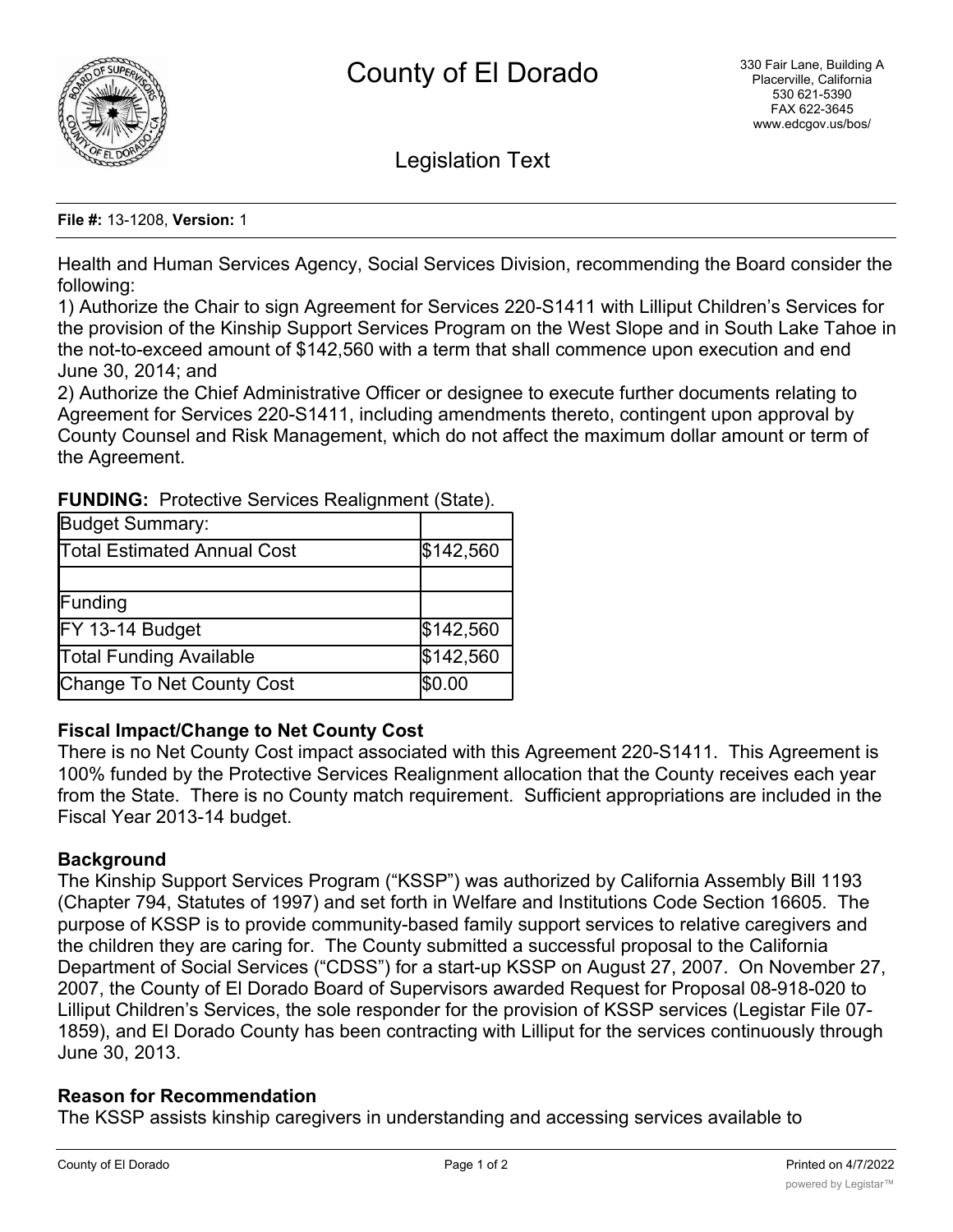# County of El Dorado

330 Fair Lane, Building A
Placerville, California
530 621-5390
FAX 622-3645
www.edcgov.us/bos/

## Legislation Text

**File #:** 13-1208, **Version:** 1

Health and Human Services Agency, Social Services Division, recommending the Board consider the following:
1) Authorize the Chair to sign Agreement for Services 220-S1411 with Lilliput Children's Services for the provision of the Kinship Support Services Program on the West Slope and in South Lake Tahoe in the not-to-exceed amount of $142,560 with a term that shall commence upon execution and end June 30, 2014; and
2) Authorize the Chief Administrative Officer or designee to execute further documents relating to Agreement for Services 220-S1411, including amendments thereto, contingent upon approval by County Counsel and Risk Management, which do not affect the maximum dollar amount or term of the Agreement.

**FUNDING:** Protective Services Realignment (State).

| Budget Summary: | |
|---|---|
| Total Estimated Annual Cost | $142,560 |
| | |
| Funding | |
| FY 13-14 Budget | $142,560 |
| Total Funding Available | $142,560 |
| Change To Net County Cost | $0.00 |

### Fiscal Impact/Change to Net County Cost

There is no Net County Cost impact associated with this Agreement 220-S1411. This Agreement is 100% funded by the Protective Services Realignment allocation that the County receives each year from the State. There is no County match requirement. Sufficient appropriations are included in the Fiscal Year 2013-14 budget.

### Background

The Kinship Support Services Program ("KSSP") was authorized by California Assembly Bill 1193 (Chapter 794, Statutes of 1997) and set forth in Welfare and Institutions Code Section 16605. The purpose of KSSP is to provide community-based family support services to relative caregivers and the children they are caring for. The County submitted a successful proposal to the California Department of Social Services ("CDSS") for a start-up KSSP on August 27, 2007. On November 27, 2007, the County of El Dorado Board of Supervisors awarded Request for Proposal 08-918-020 to Lilliput Children's Services, the sole responder for the provision of KSSP services (Legistar File 07-1859), and El Dorado County has been contracting with Lilliput for the services continuously through June 30, 2013.

### Reason for Recommendation

The KSSP assists kinship caregivers in understanding and accessing services available to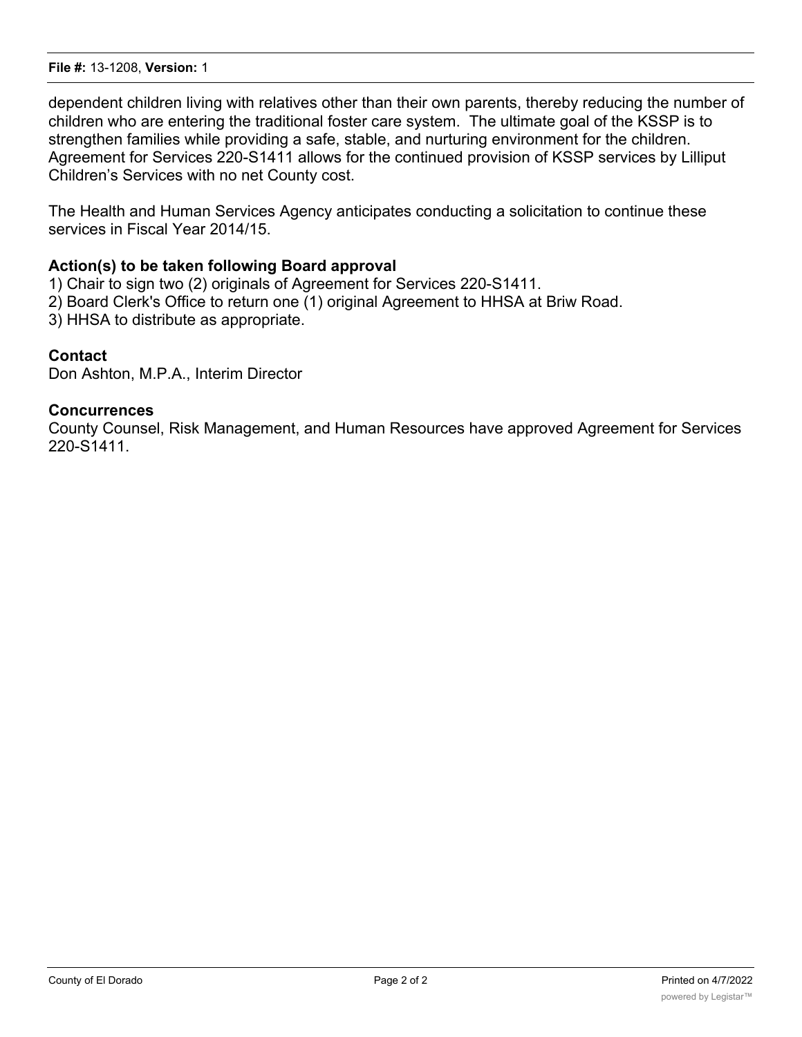dependent children living with relatives other than their own parents, thereby reducing the number of children who are entering the traditional foster care system. The ultimate goal of the KSSP is to strengthen families while providing a safe, stable, and nurturing environment for the children. Agreement for Services 220-S1411 allows for the continued provision of KSSP services by Lilliput Children's Services with no net County cost.

The Health and Human Services Agency anticipates conducting a solicitation to continue these services in Fiscal Year 2014/15.

### Action(s) to be taken following Board approval

1) Chair to sign two (2) originals of Agreement for Services 220-S1411.
2) Board Clerk's Office to return one (1) original Agreement to HHSA at Briw Road.
3) HHSA to distribute as appropriate.

### Contact

Don Ashton, M.P.A., Interim Director

### Concurrences

County Counsel, Risk Management, and Human Resources have approved Agreement for Services 220-S1411.